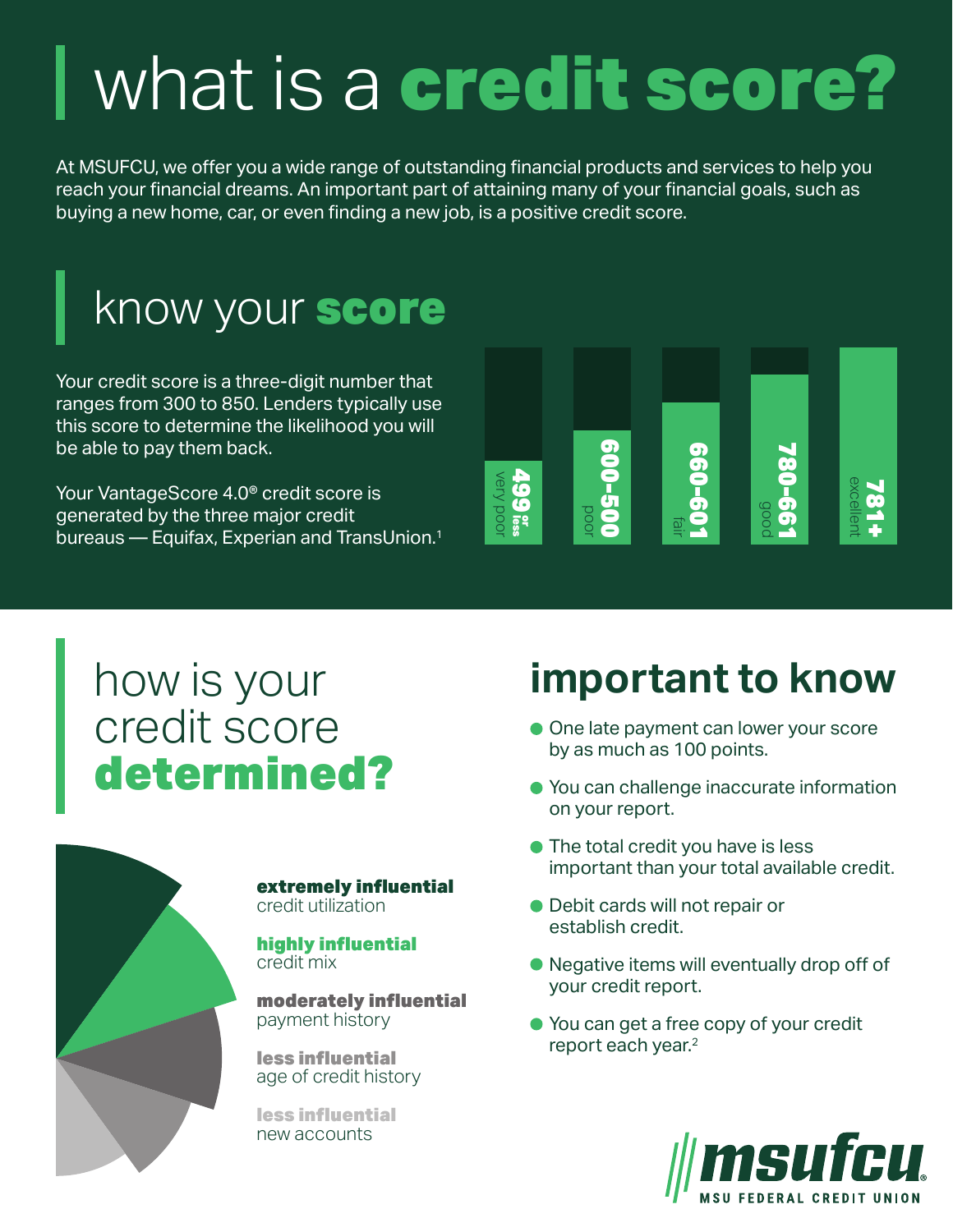# what is a **credit score?**

At MSUFCU, we offer you a wide range of outstanding financial products and services to help you reach your financial dreams. An important part of attaining many of your financial goals, such as buying a new home, car, or even finding a new job, is a positive credit score.

## know your **score**

Your credit score is a three-digit number that ranges from 300 to 850. Lenders typically use this score to determine the likelihood you will be able to pay them back.

Your VantageScore 4.0® credit score is generated by the three major credit bureaus — Equifax, Experian and TransUnion.[1]

499 or less
very poor

600-500
poor

660-601
fair

780-661
good

781+
excellent

## how is your credit score **determined?**

**extremely influential**
credit utilization

**highly influential**
credit mix

**moderately influential**
payment history

**less influential**
age of credit history

**less influential**
new accounts

## important to know

- One late payment can lower your score by as much as 100 points.
- You can challenge inaccurate information on your report.
- The total credit you have is less important than your total available credit.
- Debit cards will not repair or establish credit.
- Negative items will eventually drop off of your credit report.
- You can get a free copy of your credit report each year.[2]

msufcu
MSU FEDERAL CREDIT UNION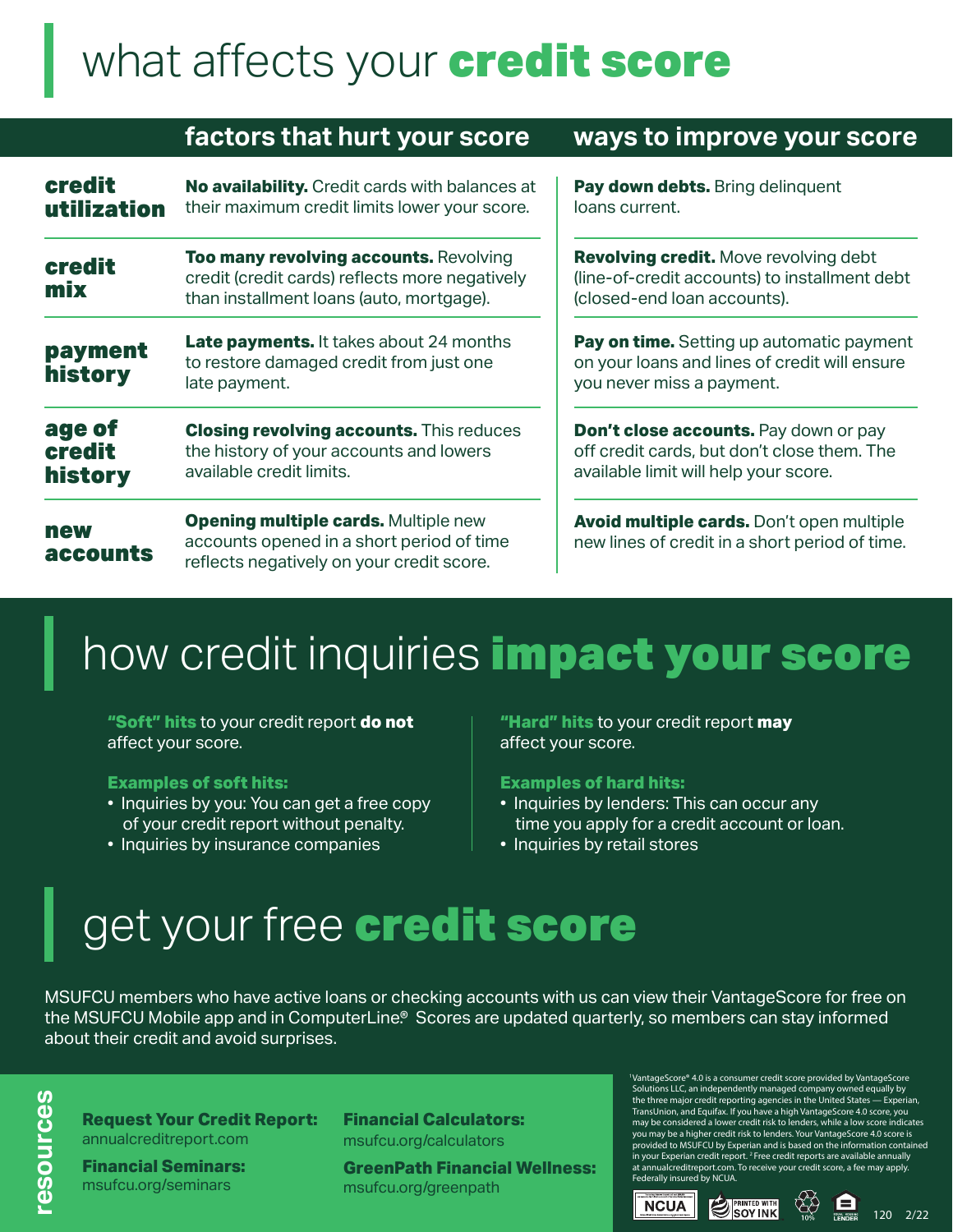# what affects your **credit score**

| | factors that hurt your score | ways to improve your score |
|---|---|---|
| **credit utilization** | **No availability.** Credit cards with balances at their maximum credit limits lower your score. | **Pay down debts.** Bring delinquent loans current. |
| **credit mix** | **Too many revolving accounts.** Revolving credit (credit cards) reflects more negatively than installment loans (auto, mortgage). | **Revolving credit.** Move revolving debt (line-of-credit accounts) to installment debt (closed-end loan accounts). |
| **payment history** | **Late payments.** It takes about 24 months to restore damaged credit from just one late payment. | **Pay on time.** Setting up automatic payment on your loans and lines of credit will ensure you never miss a payment. |
| **age of credit history** | **Closing revolving accounts.** This reduces the history of your accounts and lowers available credit limits. | **Don't close accounts.** Pay down or pay off credit cards, but don't close them. The available limit will help your score. |
| **new accounts** | **Opening multiple cards.** Multiple new accounts opened in a short period of time reflects negatively on your credit score. | **Avoid multiple cards.** Don't open multiple new lines of credit in a short period of time. |

# how credit inquiries **impact your score**

**"Soft" hits** to your credit report **do not** affect your score.

**Examples of soft hits:**

- Inquiries by you: You can get a free copy of your credit report without penalty.
- Inquiries by insurance companies

**"Hard" hits** to your credit report **may** affect your score.

**Examples of hard hits:**

- Inquiries by lenders: This can occur any time you apply for a credit account or loan.
- Inquiries by retail stores

# get your free **credit score**

MSUFCU members who have active loans or checking accounts with us can view their VantageScore for free on the MSUFCU Mobile app and in ComputerLine®. Scores are updated quarterly, so members can stay informed about their credit and avoid surprises.

## resources

**Request Your Credit Report:**
annualcreditreport.com

**Financial Seminars:**
msufcu.org/seminars

**Financial Calculators:**
msufcu.org/calculators

**GreenPath Financial Wellness:**
msufcu.org/greenpath

[1]VantageScore® 4.0 is a consumer credit score provided by VantageScore Solutions LLC, an independently managed company owned equally by the three major credit reporting agencies in the United States — Experian, TransUnion, and Equifax. If you have a high VantageScore 4.0 score, you may be considered a lower credit risk to lenders, while a low score indicates you may be a higher credit risk to lenders. Your VantageScore 4.0 score is provided to MSUFCU by Experian and is based on the information contained in your Experian credit report. [2]Free credit reports are available annually at annualcreditreport.com. To receive your credit score, a fee may apply. Federally insured by NCUA.

120 2/22